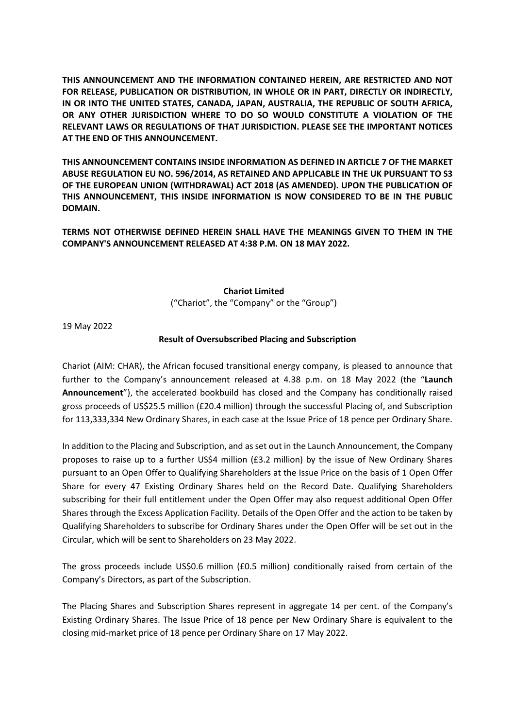**THIS ANNOUNCEMENT AND THE INFORMATION CONTAINED HEREIN, ARE RESTRICTED AND NOT FOR RELEASE, PUBLICATION OR DISTRIBUTION, IN WHOLE OR IN PART, DIRECTLY OR INDIRECTLY, IN OR INTO THE UNITED STATES, CANADA, JAPAN, AUSTRALIA, THE REPUBLIC OF SOUTH AFRICA, OR ANY OTHER JURISDICTION WHERE TO DO SO WOULD CONSTITUTE A VIOLATION OF THE RELEVANT LAWS OR REGULATIONS OF THAT JURISDICTION. PLEASE SEE THE IMPORTANT NOTICES AT THE END OF THIS ANNOUNCEMENT.**

**THIS ANNOUNCEMENT CONTAINS INSIDE INFORMATION AS DEFINED IN ARTICLE 7 OF THE MARKET ABUSE REGULATION EU NO. 596/2014, AS RETAINED AND APPLICABLE IN THE UK PURSUANT TO S3 OF THE EUROPEAN UNION (WITHDRAWAL) ACT 2018 (AS AMENDED). UPON THE PUBLICATION OF THIS ANNOUNCEMENT, THIS INSIDE INFORMATION IS NOW CONSIDERED TO BE IN THE PUBLIC DOMAIN.**

**TERMS NOT OTHERWISE DEFINED HEREIN SHALL HAVE THE MEANINGS GIVEN TO THEM IN THE COMPANY'S ANNOUNCEMENT RELEASED AT 4:38 P.M. ON 18 MAY 2022.**

**Chariot Limited**
("Chariot", the "Company" or the "Group")

19 May 2022

**Result of Oversubscribed Placing and Subscription**

Chariot (AIM: CHAR), the African focused transitional energy company, is pleased to announce that further to the Company's announcement released at 4.38 p.m. on 18 May 2022 (the "**Launch Announcement**"), the accelerated bookbuild has closed and the Company has conditionally raised gross proceeds of US$25.5 million (£20.4 million) through the successful Placing of, and Subscription for 113,333,334 New Ordinary Shares, in each case at the Issue Price of 18 pence per Ordinary Share.

In addition to the Placing and Subscription, and as set out in the Launch Announcement, the Company proposes to raise up to a further US$4 million (£3.2 million) by the issue of New Ordinary Shares pursuant to an Open Offer to Qualifying Shareholders at the Issue Price on the basis of 1 Open Offer Share for every 47 Existing Ordinary Shares held on the Record Date. Qualifying Shareholders subscribing for their full entitlement under the Open Offer may also request additional Open Offer Shares through the Excess Application Facility. Details of the Open Offer and the action to be taken by Qualifying Shareholders to subscribe for Ordinary Shares under the Open Offer will be set out in the Circular, which will be sent to Shareholders on 23 May 2022.

The gross proceeds include US$0.6 million (£0.5 million) conditionally raised from certain of the Company's Directors, as part of the Subscription.

The Placing Shares and Subscription Shares represent in aggregate 14 per cent. of the Company's Existing Ordinary Shares. The Issue Price of 18 pence per New Ordinary Share is equivalent to the closing mid-market price of 18 pence per Ordinary Share on 17 May 2022.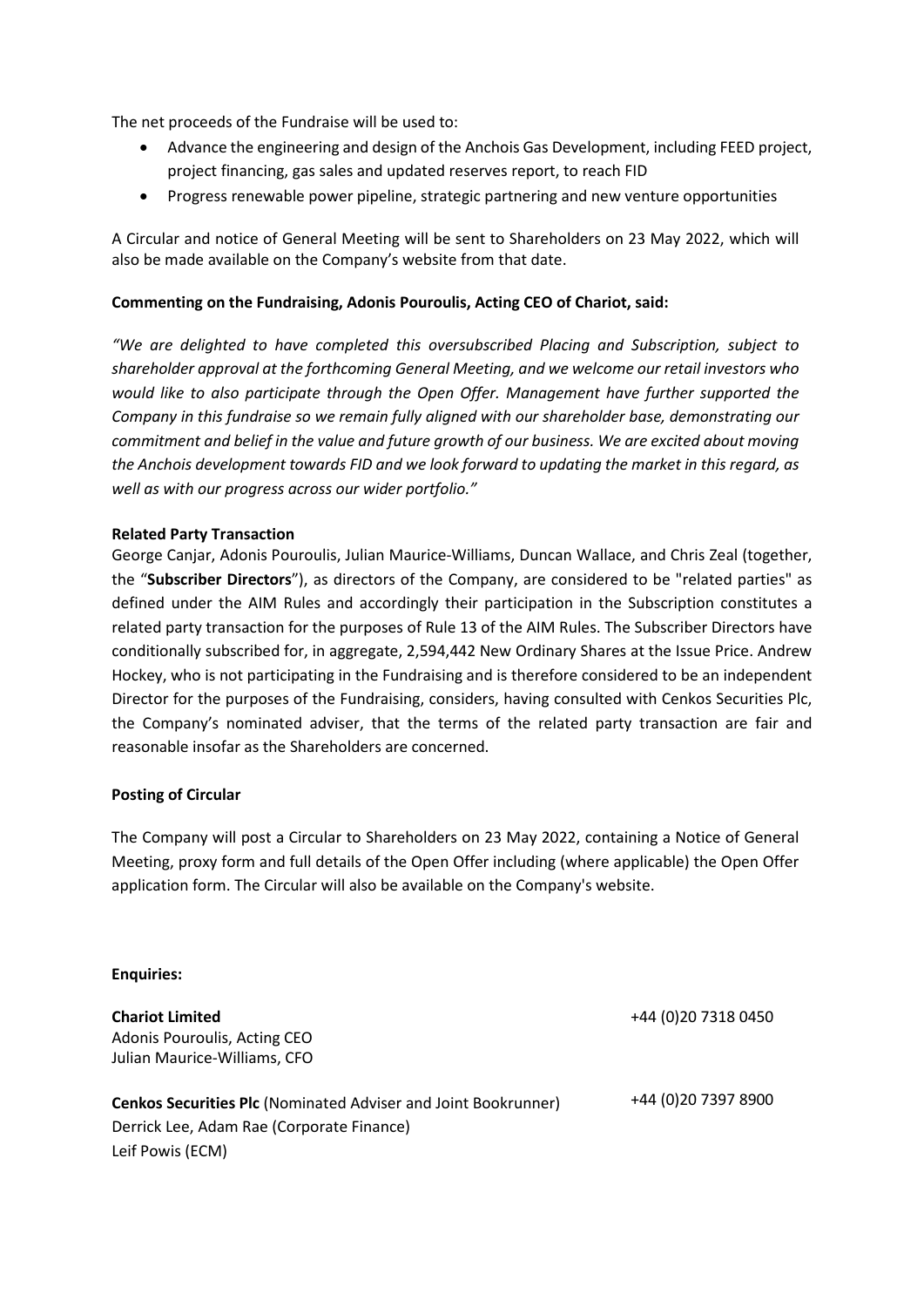The net proceeds of the Fundraise will be used to:

- Advance the engineering and design of the Anchois Gas Development, including FEED project, project financing, gas sales and updated reserves report, to reach FID
- Progress renewable power pipeline, strategic partnering and new venture opportunities

A Circular and notice of General Meeting will be sent to Shareholders on 23 May 2022, which will also be made available on the Company's website from that date.

**Commenting on the Fundraising, Adonis Pouroulis, Acting CEO of Chariot, said:**

*"We are delighted to have completed this oversubscribed Placing and Subscription, subject to shareholder approval at the forthcoming General Meeting, and we welcome our retail investors who would like to also participate through the Open Offer. Management have further supported the Company in this fundraise so we remain fully aligned with our shareholder base, demonstrating our commitment and belief in the value and future growth of our business. We are excited about moving the Anchois development towards FID and we look forward to updating the market in this regard, as well as with our progress across our wider portfolio."*

**Related Party Transaction**

George Canjar, Adonis Pouroulis, Julian Maurice-Williams, Duncan Wallace, and Chris Zeal (together, the "**Subscriber Directors**"), as directors of the Company, are considered to be "related parties" as defined under the AIM Rules and accordingly their participation in the Subscription constitutes a related party transaction for the purposes of Rule 13 of the AIM Rules. The Subscriber Directors have conditionally subscribed for, in aggregate, 2,594,442 New Ordinary Shares at the Issue Price. Andrew Hockey, who is not participating in the Fundraising and is therefore considered to be an independent Director for the purposes of the Fundraising, considers, having consulted with Cenkos Securities Plc, the Company's nominated adviser, that the terms of the related party transaction are fair and reasonable insofar as the Shareholders are concerned.

**Posting of Circular**

The Company will post a Circular to Shareholders on 23 May 2022, containing a Notice of General Meeting, proxy form and full details of the Open Offer including (where applicable) the Open Offer application form. The Circular will also be available on the Company's website.

**Enquiries:**

**Chariot Limited** — +44 (0)20 7318 0450
Adonis Pouroulis, Acting CEO
Julian Maurice-Williams, CFO

**Cenkos Securities Plc** (Nominated Adviser and Joint Bookrunner) — +44 (0)20 7397 8900
Derrick Lee, Adam Rae (Corporate Finance)
Leif Powis (ECM)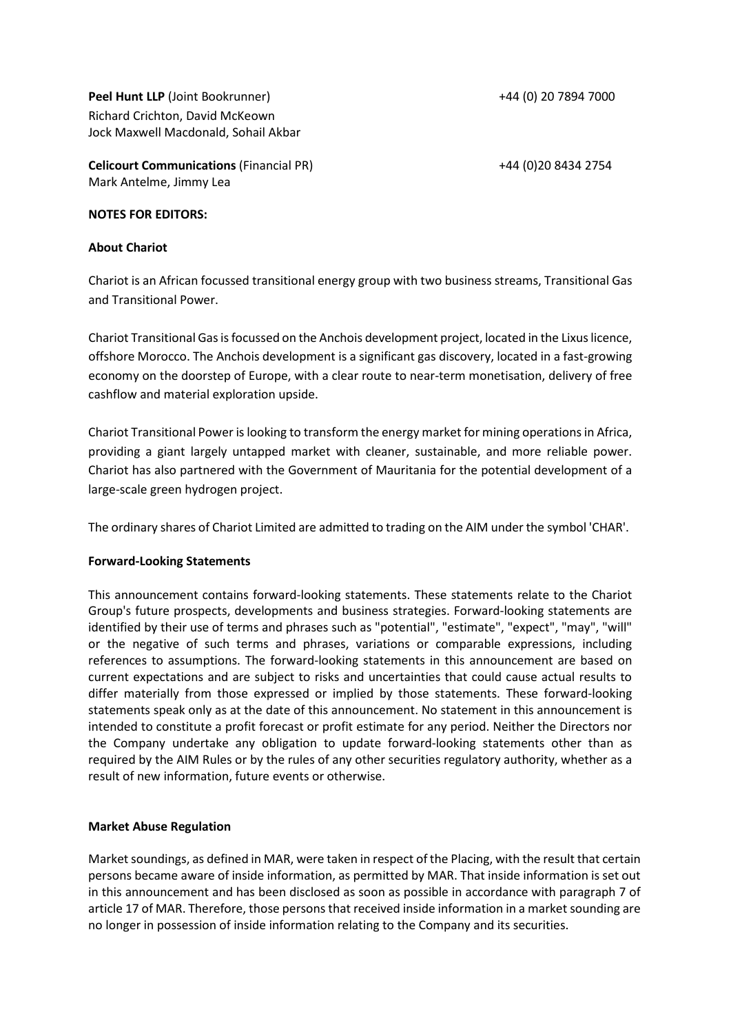**Peel Hunt LLP** (Joint Bookrunner) +44 (0) 20 7894 7000
Richard Crichton, David McKeown
Jock Maxwell Macdonald, Sohail Akbar

**Celicourt Communications** (Financial PR) +44 (0)20 8434 2754
Mark Antelme, Jimmy Lea

**NOTES FOR EDITORS:**

**About Chariot**

Chariot is an African focussed transitional energy group with two business streams, Transitional Gas and Transitional Power.

Chariot Transitional Gas is focussed on the Anchois development project, located in the Lixus licence, offshore Morocco. The Anchois development is a significant gas discovery, located in a fast-growing economy on the doorstep of Europe, with a clear route to near-term monetisation, delivery of free cashflow and material exploration upside.

Chariot Transitional Power is looking to transform the energy market for mining operations in Africa, providing a giant largely untapped market with cleaner, sustainable, and more reliable power. Chariot has also partnered with the Government of Mauritania for the potential development of a large-scale green hydrogen project.

The ordinary shares of Chariot Limited are admitted to trading on the AIM under the symbol 'CHAR'.

**Forward-Looking Statements**

This announcement contains forward-looking statements. These statements relate to the Chariot Group's future prospects, developments and business strategies. Forward-looking statements are identified by their use of terms and phrases such as "potential", "estimate", "expect", "may", "will" or the negative of such terms and phrases, variations or comparable expressions, including references to assumptions. The forward-looking statements in this announcement are based on current expectations and are subject to risks and uncertainties that could cause actual results to differ materially from those expressed or implied by those statements. These forward-looking statements speak only as at the date of this announcement. No statement in this announcement is intended to constitute a profit forecast or profit estimate for any period. Neither the Directors nor the Company undertake any obligation to update forward-looking statements other than as required by the AIM Rules or by the rules of any other securities regulatory authority, whether as a result of new information, future events or otherwise.

**Market Abuse Regulation**

Market soundings, as defined in MAR, were taken in respect of the Placing, with the result that certain persons became aware of inside information, as permitted by MAR. That inside information is set out in this announcement and has been disclosed as soon as possible in accordance with paragraph 7 of article 17 of MAR. Therefore, those persons that received inside information in a market sounding are no longer in possession of inside information relating to the Company and its securities.